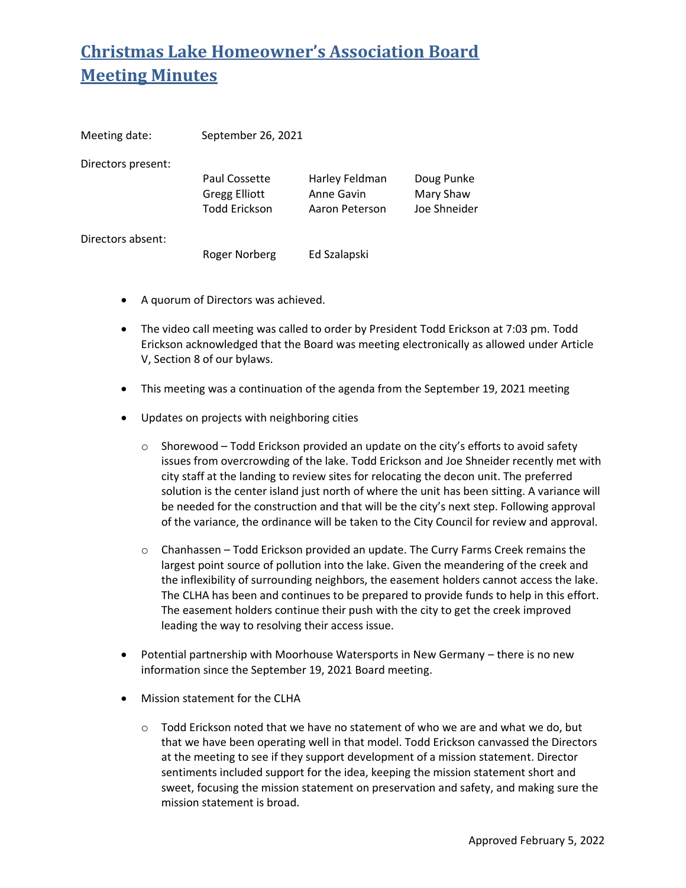# Christmas Lake Homeowner's Association Board Meeting Minutes

Meeting date: September 26, 2021

Directors present:

| | | |
|---|---|---|
| Paul Cossette | Harley Feldman | Doug Punke |
| Gregg Elliott | Anne Gavin | Mary Shaw |
| Todd Erickson | Aaron Peterson | Joe Shneider |

Directors absent:

| | |
|---|---|
| Roger Norberg | Ed Szalapski |

- A quorum of Directors was achieved.

- The video call meeting was called to order by President Todd Erickson at 7:03 pm. Todd Erickson acknowledged that the Board was meeting electronically as allowed under Article V, Section 8 of our bylaws.

- This meeting was a continuation of the agenda from the September 19, 2021 meeting

- Updates on projects with neighboring cities

  - Shorewood – Todd Erickson provided an update on the city's efforts to avoid safety issues from overcrowding of the lake. Todd Erickson and Joe Shneider recently met with city staff at the landing to review sites for relocating the decon unit. The preferred solution is the center island just north of where the unit has been sitting. A variance will be needed for the construction and that will be the city's next step. Following approval of the variance, the ordinance will be taken to the City Council for review and approval.

  - Chanhassen – Todd Erickson provided an update. The Curry Farms Creek remains the largest point source of pollution into the lake. Given the meandering of the creek and the inflexibility of surrounding neighbors, the easement holders cannot access the lake. The CLHA has been and continues to be prepared to provide funds to help in this effort. The easement holders continue their push with the city to get the creek improved leading the way to resolving their access issue.

- Potential partnership with Moorhouse Watersports in New Germany – there is no new information since the September 19, 2021 Board meeting.

- Mission statement for the CLHA

  - Todd Erickson noted that we have no statement of who we are and what we do, but that we have been operating well in that model. Todd Erickson canvassed the Directors at the meeting to see if they support development of a mission statement. Director sentiments included support for the idea, keeping the mission statement short and sweet, focusing the mission statement on preservation and safety, and making sure the mission statement is broad.

Approved February 5, 2022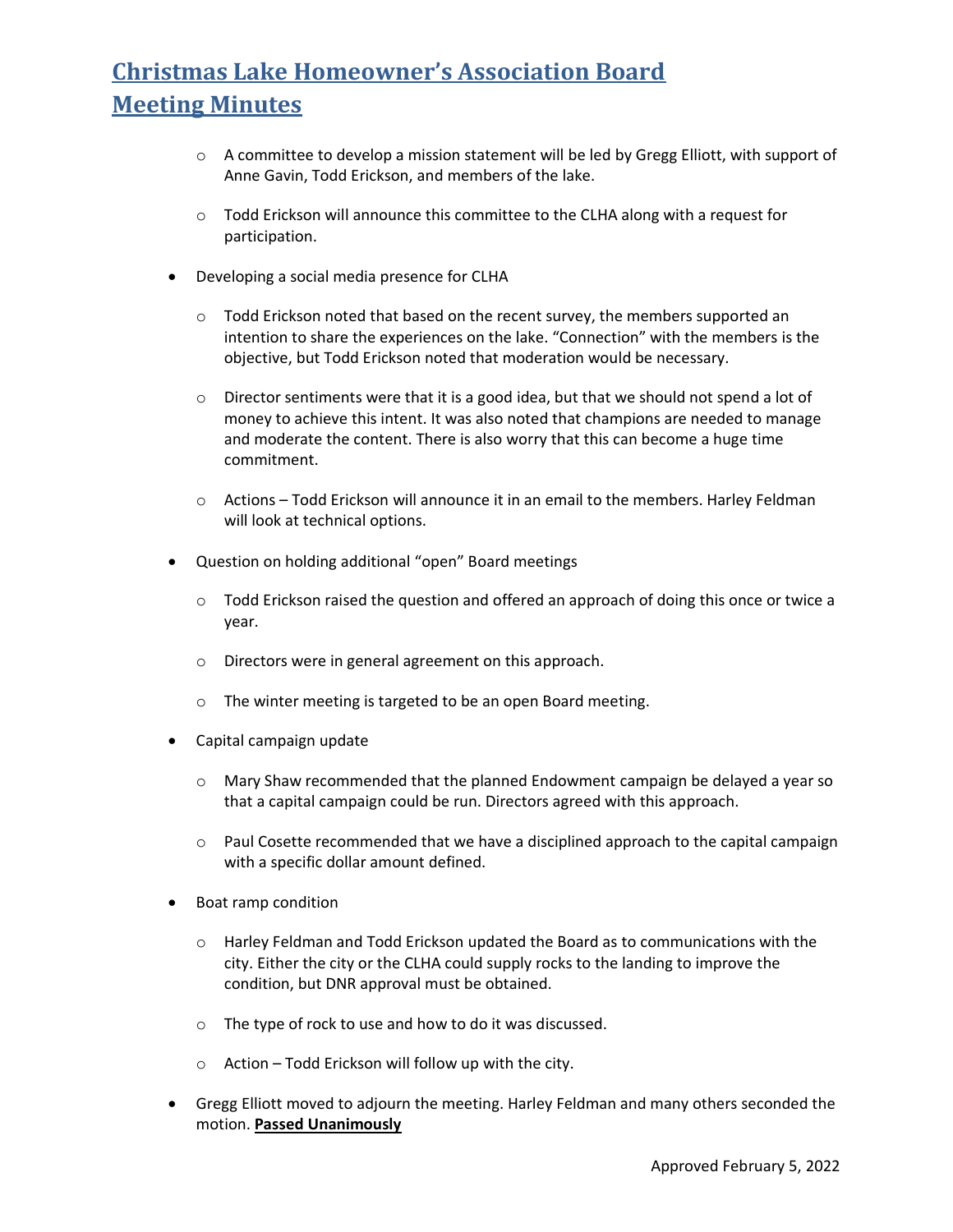# Christmas Lake Homeowner's Association Board Meeting Minutes

- A committee to develop a mission statement will be led by Gregg Elliott, with support of Anne Gavin, Todd Erickson, and members of the lake.
- Todd Erickson will announce this committee to the CLHA along with a request for participation.

- Developing a social media presence for CLHA
  - Todd Erickson noted that based on the recent survey, the members supported an intention to share the experiences on the lake. "Connection" with the members is the objective, but Todd Erickson noted that moderation would be necessary.
  - Director sentiments were that it is a good idea, but that we should not spend a lot of money to achieve this intent. It was also noted that champions are needed to manage and moderate the content. There is also worry that this can become a huge time commitment.
  - Actions – Todd Erickson will announce it in an email to the members. Harley Feldman will look at technical options.
- Question on holding additional "open" Board meetings
  - Todd Erickson raised the question and offered an approach of doing this once or twice a year.
  - Directors were in general agreement on this approach.
  - The winter meeting is targeted to be an open Board meeting.
- Capital campaign update
  - Mary Shaw recommended that the planned Endowment campaign be delayed a year so that a capital campaign could be run. Directors agreed with this approach.
  - Paul Cosette recommended that we have a disciplined approach to the capital campaign with a specific dollar amount defined.
- Boat ramp condition
  - Harley Feldman and Todd Erickson updated the Board as to communications with the city. Either the city or the CLHA could supply rocks to the landing to improve the condition, but DNR approval must be obtained.
  - The type of rock to use and how to do it was discussed.
  - Action – Todd Erickson will follow up with the city.
- Gregg Elliott moved to adjourn the meeting. Harley Feldman and many others seconded the motion. **Passed Unanimously**

Approved February 5, 2022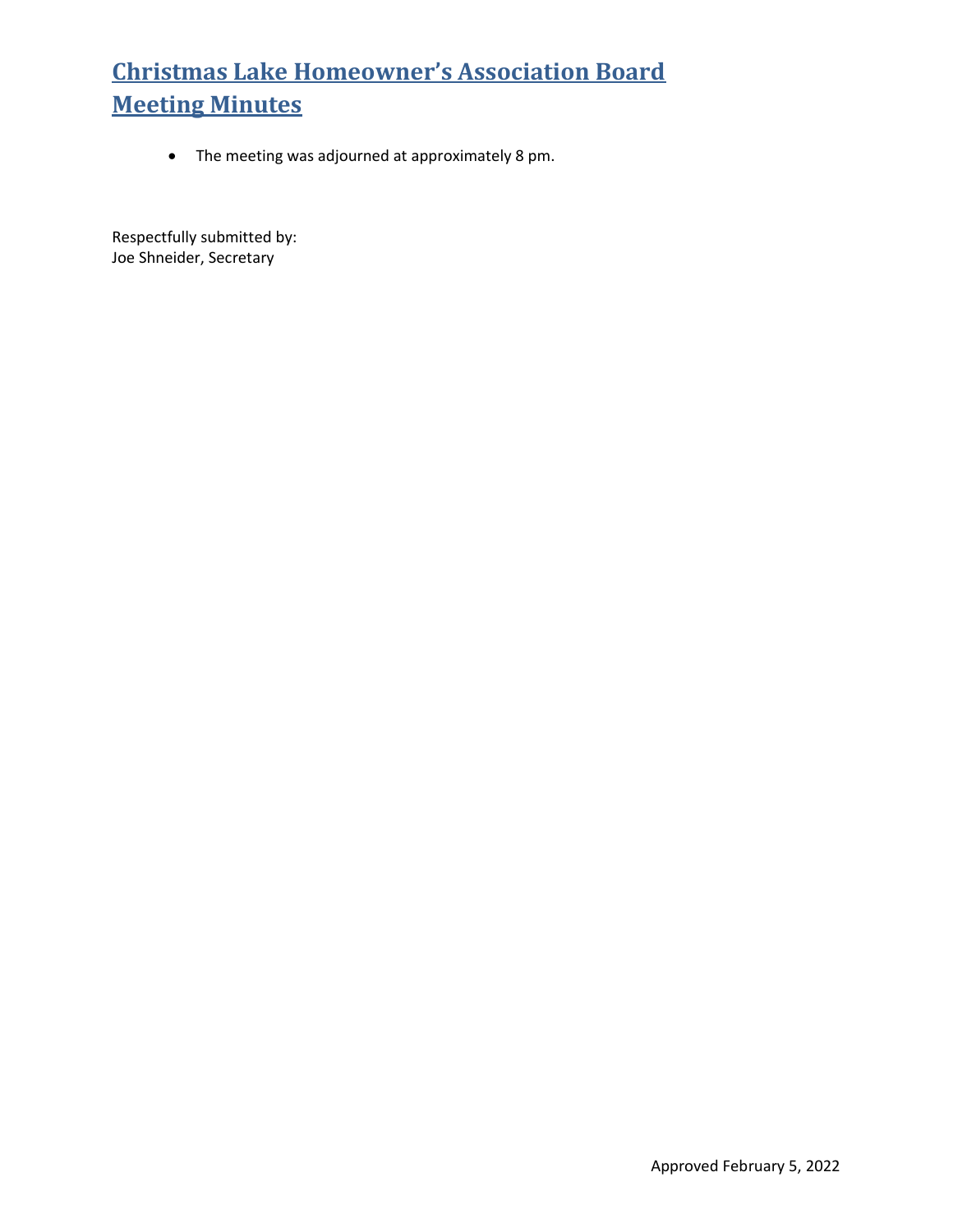# Christmas Lake Homeowner's Association Board Meeting Minutes

- The meeting was adjourned at approximately 8 pm.

Respectfully submitted by:
Joe Shneider, Secretary

Approved February 5, 2022